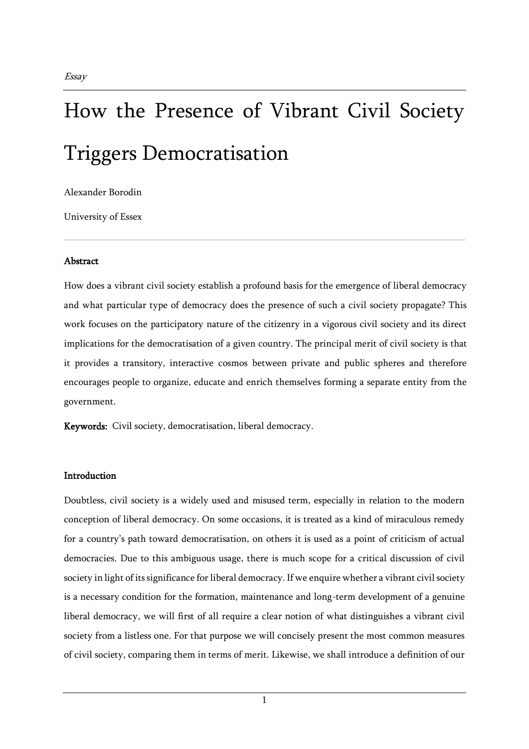*Essay*

# How the Presence of Vibrant Civil Society Triggers Democratisation

Alexander Borodin

University of Essex

---

**Abstract**

How does a vibrant civil society establish a profound basis for the emergence of liberal democracy and what particular type of democracy does the presence of such a civil society propagate? This work focuses on the participatory nature of the citizenry in a vigorous civil society and its direct implications for the democratisation of a given country. The principal merit of civil society is that it provides a transitory, interactive cosmos between private and public spheres and therefore encourages people to organize, educate and enrich themselves forming a separate entity from the government.

**Keywords:** Civil society, democratisation, liberal democracy.

**Introduction**

Doubtless, civil society is a widely used and misused term, especially in relation to the modern conception of liberal democracy. On some occasions, it is treated as a kind of miraculous remedy for a country's path toward democratisation, on others it is used as a point of criticism of actual democracies. Due to this ambiguous usage, there is much scope for a critical discussion of civil society in light of its significance for liberal democracy. If we enquire whether a vibrant civil society is a necessary condition for the formation, maintenance and long-term development of a genuine liberal democracy, we will first of all require a clear notion of what distinguishes a vibrant civil society from a listless one. For that purpose we will concisely present the most common measures of civil society, comparing them in terms of merit. Likewise, we shall introduce a definition of our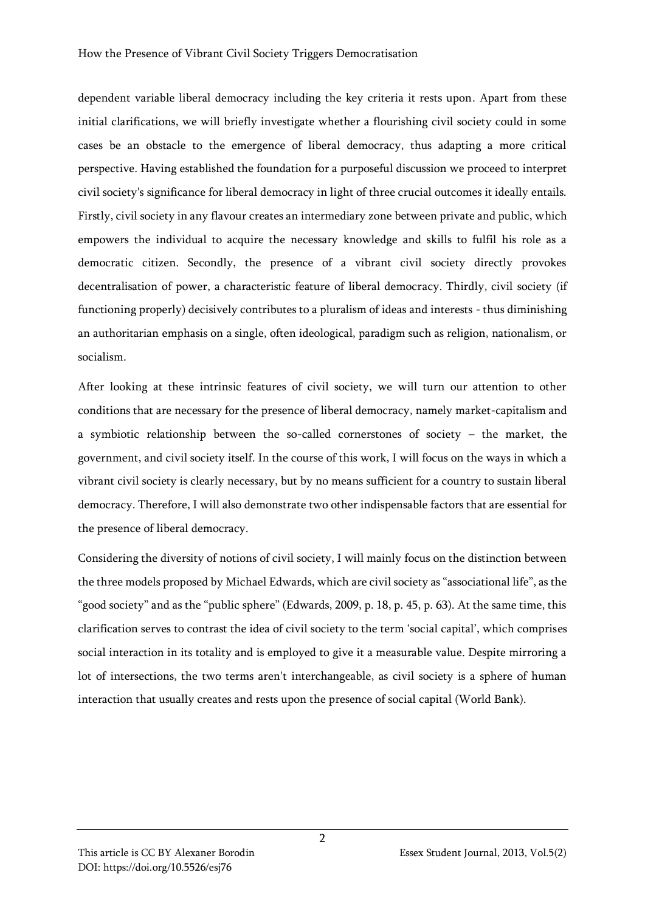dependent variable liberal democracy including the key criteria it rests upon. Apart from these initial clarifications, we will briefly investigate whether a flourishing civil society could in some cases be an obstacle to the emergence of liberal democracy, thus adapting a more critical perspective. Having established the foundation for a purposeful discussion we proceed to interpret civil society's significance for liberal democracy in light of three crucial outcomes it ideally entails. Firstly, civil society in any flavour creates an intermediary zone between private and public, which empowers the individual to acquire the necessary knowledge and skills to fulfil his role as a democratic citizen. Secondly, the presence of a vibrant civil society directly provokes decentralisation of power, a characteristic feature of liberal democracy. Thirdly, civil society (if functioning properly) decisively contributes to a pluralism of ideas and interests - thus diminishing an authoritarian emphasis on a single, often ideological, paradigm such as religion, nationalism, or socialism.

After looking at these intrinsic features of civil society, we will turn our attention to other conditions that are necessary for the presence of liberal democracy, namely market-capitalism and a symbiotic relationship between the so-called cornerstones of society – the market, the government, and civil society itself. In the course of this work, I will focus on the ways in which a vibrant civil society is clearly necessary, but by no means sufficient for a country to sustain liberal democracy. Therefore, I will also demonstrate two other indispensable factors that are essential for the presence of liberal democracy.

Considering the diversity of notions of civil society, I will mainly focus on the distinction between the three models proposed by Michael Edwards, which are civil society as "associational life", as the "good society" and as the "public sphere" (Edwards, 2009, p. 18, p. 45, p. 63). At the same time, this clarification serves to contrast the idea of civil society to the term 'social capital', which comprises social interaction in its totality and is employed to give it a measurable value. Despite mirroring a lot of intersections, the two terms aren't interchangeable, as civil society is a sphere of human interaction that usually creates and rests upon the presence of social capital (World Bank).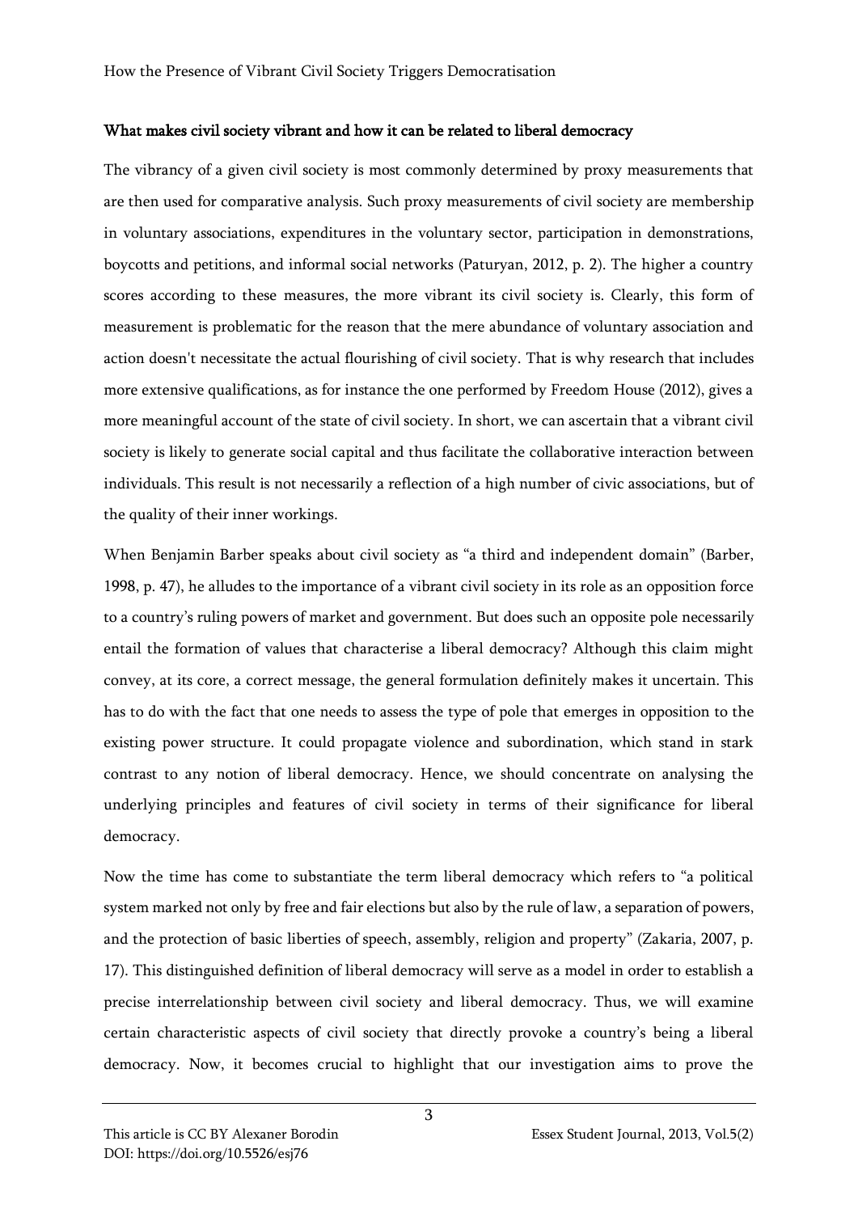**What makes civil society vibrant and how it can be related to liberal democracy**

The vibrancy of a given civil society is most commonly determined by proxy measurements that are then used for comparative analysis. Such proxy measurements of civil society are membership in voluntary associations, expenditures in the voluntary sector, participation in demonstrations, boycotts and petitions, and informal social networks (Paturyan, 2012, p. 2). The higher a country scores according to these measures, the more vibrant its civil society is. Clearly, this form of measurement is problematic for the reason that the mere abundance of voluntary association and action doesn't necessitate the actual flourishing of civil society. That is why research that includes more extensive qualifications, as for instance the one performed by Freedom House (2012), gives a more meaningful account of the state of civil society. In short, we can ascertain that a vibrant civil society is likely to generate social capital and thus facilitate the collaborative interaction between individuals. This result is not necessarily a reflection of a high number of civic associations, but of the quality of their inner workings.

When Benjamin Barber speaks about civil society as "a third and independent domain" (Barber, 1998, p. 47), he alludes to the importance of a vibrant civil society in its role as an opposition force to a country's ruling powers of market and government. But does such an opposite pole necessarily entail the formation of values that characterise a liberal democracy? Although this claim might convey, at its core, a correct message, the general formulation definitely makes it uncertain. This has to do with the fact that one needs to assess the type of pole that emerges in opposition to the existing power structure. It could propagate violence and subordination, which stand in stark contrast to any notion of liberal democracy. Hence, we should concentrate on analysing the underlying principles and features of civil society in terms of their significance for liberal democracy.

Now the time has come to substantiate the term liberal democracy which refers to "a political system marked not only by free and fair elections but also by the rule of law, a separation of powers, and the protection of basic liberties of speech, assembly, religion and property" (Zakaria, 2007, p. 17). This distinguished definition of liberal democracy will serve as a model in order to establish a precise interrelationship between civil society and liberal democracy. Thus, we will examine certain characteristic aspects of civil society that directly provoke a country's being a liberal democracy. Now, it becomes crucial to highlight that our investigation aims to prove the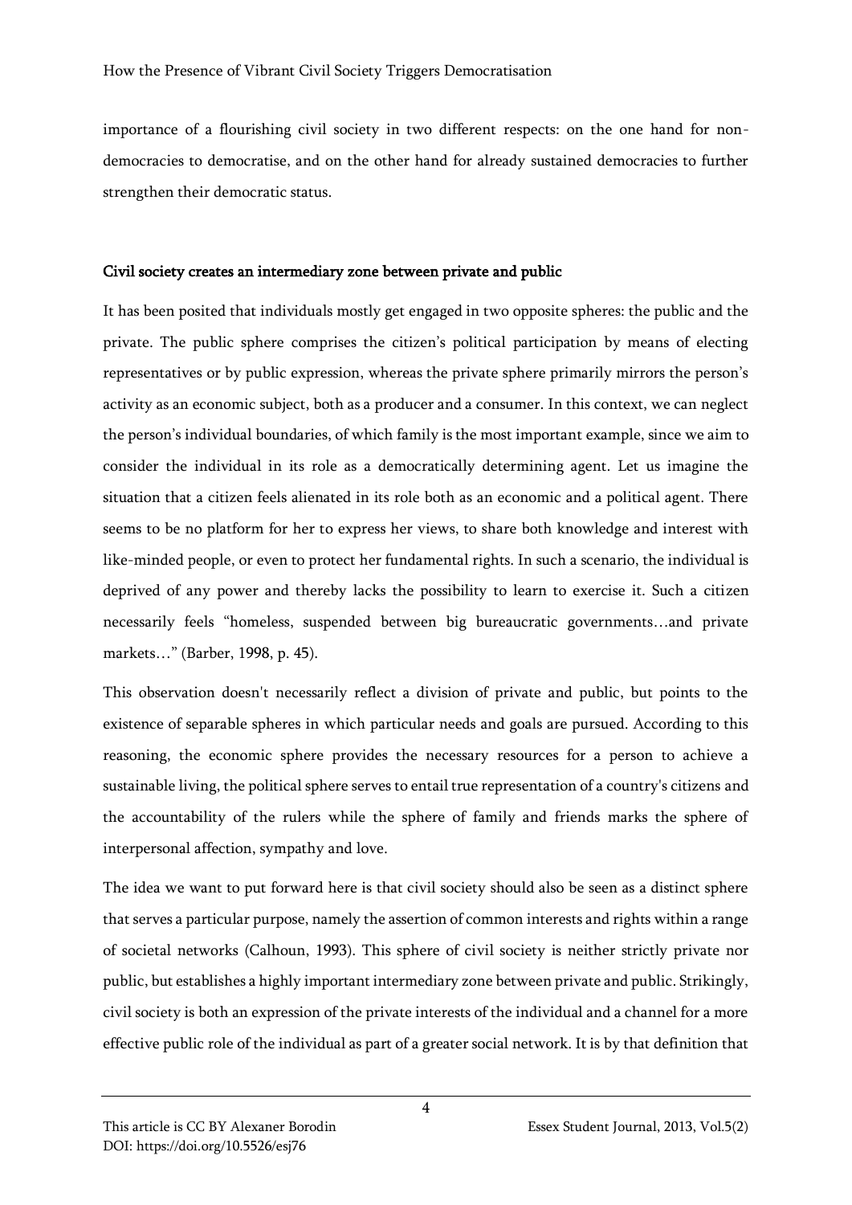importance of a flourishing civil society in two different respects: on the one hand for non-democracies to democratise, and on the other hand for already sustained democracies to further strengthen their democratic status.

## Civil society creates an intermediary zone between private and public

It has been posited that individuals mostly get engaged in two opposite spheres: the public and the private. The public sphere comprises the citizen's political participation by means of electing representatives or by public expression, whereas the private sphere primarily mirrors the person's activity as an economic subject, both as a producer and a consumer. In this context, we can neglect the person's individual boundaries, of which family is the most important example, since we aim to consider the individual in its role as a democratically determining agent. Let us imagine the situation that a citizen feels alienated in its role both as an economic and a political agent. There seems to be no platform for her to express her views, to share both knowledge and interest with like-minded people, or even to protect her fundamental rights. In such a scenario, the individual is deprived of any power and thereby lacks the possibility to learn to exercise it. Such a citizen necessarily feels "homeless, suspended between big bureaucratic governments…and private markets…" (Barber, 1998, p. 45).

This observation doesn't necessarily reflect a division of private and public, but points to the existence of separable spheres in which particular needs and goals are pursued. According to this reasoning, the economic sphere provides the necessary resources for a person to achieve a sustainable living, the political sphere serves to entail true representation of a country's citizens and the accountability of the rulers while the sphere of family and friends marks the sphere of interpersonal affection, sympathy and love.

The idea we want to put forward here is that civil society should also be seen as a distinct sphere that serves a particular purpose, namely the assertion of common interests and rights within a range of societal networks (Calhoun, 1993). This sphere of civil society is neither strictly private nor public, but establishes a highly important intermediary zone between private and public. Strikingly, civil society is both an expression of the private interests of the individual and a channel for a more effective public role of the individual as part of a greater social network. It is by that definition that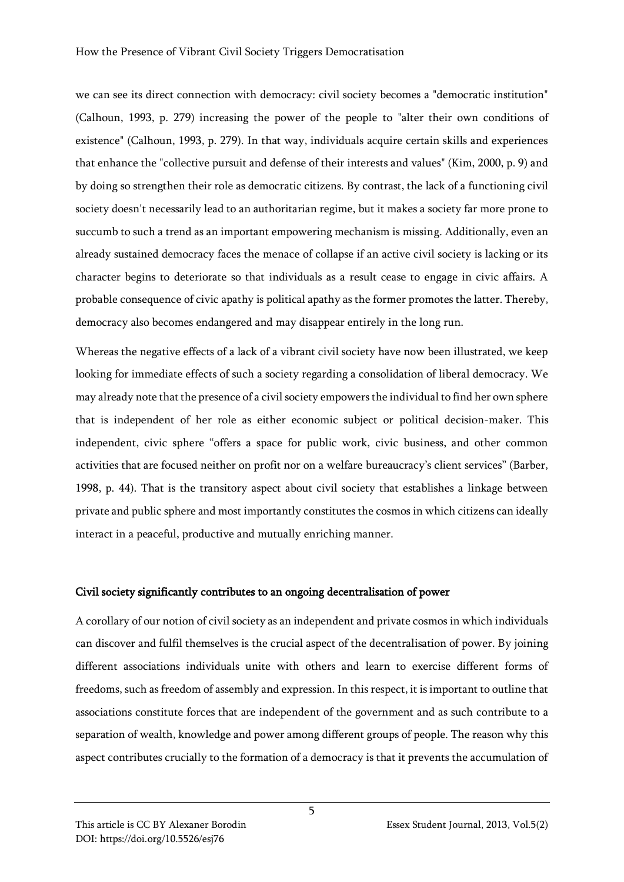we can see its direct connection with democracy: civil society becomes a "democratic institution" (Calhoun, 1993, p. 279) increasing the power of the people to "alter their own conditions of existence" (Calhoun, 1993, p. 279). In that way, individuals acquire certain skills and experiences that enhance the "collective pursuit and defense of their interests and values" (Kim, 2000, p. 9) and by doing so strengthen their role as democratic citizens. By contrast, the lack of a functioning civil society doesn't necessarily lead to an authoritarian regime, but it makes a society far more prone to succumb to such a trend as an important empowering mechanism is missing. Additionally, even an already sustained democracy faces the menace of collapse if an active civil society is lacking or its character begins to deteriorate so that individuals as a result cease to engage in civic affairs. A probable consequence of civic apathy is political apathy as the former promotes the latter. Thereby, democracy also becomes endangered and may disappear entirely in the long run.

Whereas the negative effects of a lack of a vibrant civil society have now been illustrated, we keep looking for immediate effects of such a society regarding a consolidation of liberal democracy. We may already note that the presence of a civil society empowers the individual to find her own sphere that is independent of her role as either economic subject or political decision-maker. This independent, civic sphere "offers a space for public work, civic business, and other common activities that are focused neither on profit nor on a welfare bureaucracy's client services" (Barber, 1998, p. 44). That is the transitory aspect about civil society that establishes a linkage between private and public sphere and most importantly constitutes the cosmos in which citizens can ideally interact in a peaceful, productive and mutually enriching manner.

### Civil society significantly contributes to an ongoing decentralisation of power

A corollary of our notion of civil society as an independent and private cosmos in which individuals can discover and fulfil themselves is the crucial aspect of the decentralisation of power. By joining different associations individuals unite with others and learn to exercise different forms of freedoms, such as freedom of assembly and expression. In this respect, it is important to outline that associations constitute forces that are independent of the government and as such contribute to a separation of wealth, knowledge and power among different groups of people. The reason why this aspect contributes crucially to the formation of a democracy is that it prevents the accumulation of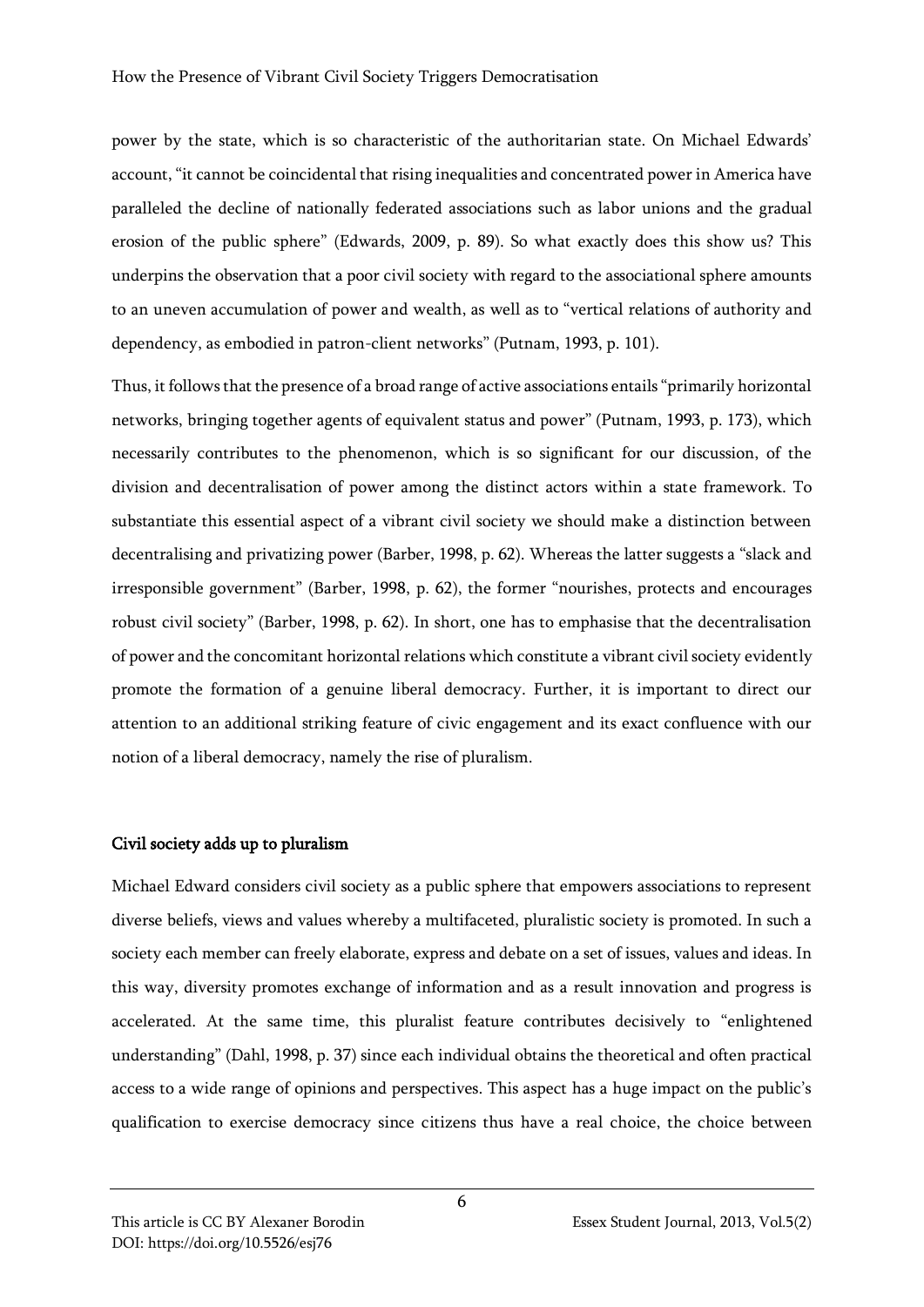power by the state, which is so characteristic of the authoritarian state. On Michael Edwards' account, "it cannot be coincidental that rising inequalities and concentrated power in America have paralleled the decline of nationally federated associations such as labor unions and the gradual erosion of the public sphere" (Edwards, 2009, p. 89). So what exactly does this show us? This underpins the observation that a poor civil society with regard to the associational sphere amounts to an uneven accumulation of power and wealth, as well as to "vertical relations of authority and dependency, as embodied in patron-client networks" (Putnam, 1993, p. 101).

Thus, it follows that the presence of a broad range of active associations entails "primarily horizontal networks, bringing together agents of equivalent status and power" (Putnam, 1993, p. 173), which necessarily contributes to the phenomenon, which is so significant for our discussion, of the division and decentralisation of power among the distinct actors within a state framework. To substantiate this essential aspect of a vibrant civil society we should make a distinction between decentralising and privatizing power (Barber, 1998, p. 62). Whereas the latter suggests a "slack and irresponsible government" (Barber, 1998, p. 62), the former "nourishes, protects and encourages robust civil society" (Barber, 1998, p. 62). In short, one has to emphasise that the decentralisation of power and the concomitant horizontal relations which constitute a vibrant civil society evidently promote the formation of a genuine liberal democracy. Further, it is important to direct our attention to an additional striking feature of civic engagement and its exact confluence with our notion of a liberal democracy, namely the rise of pluralism.

## Civil society adds up to pluralism

Michael Edward considers civil society as a public sphere that empowers associations to represent diverse beliefs, views and values whereby a multifaceted, pluralistic society is promoted. In such a society each member can freely elaborate, express and debate on a set of issues, values and ideas. In this way, diversity promotes exchange of information and as a result innovation and progress is accelerated. At the same time, this pluralist feature contributes decisively to "enlightened understanding" (Dahl, 1998, p. 37) since each individual obtains the theoretical and often practical access to a wide range of opinions and perspectives. This aspect has a huge impact on the public's qualification to exercise democracy since citizens thus have a real choice, the choice between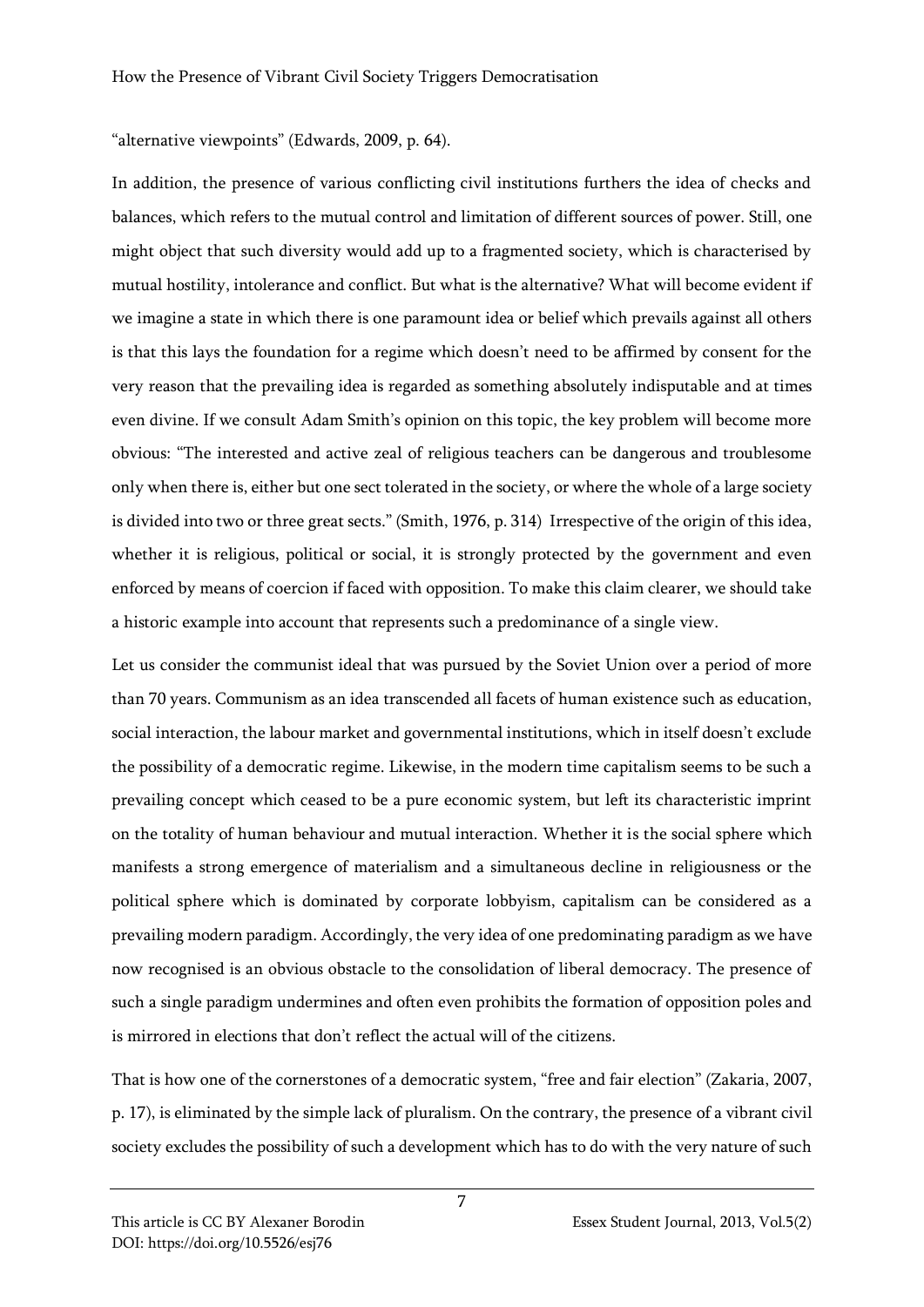"alternative viewpoints" (Edwards, 2009, p. 64).

In addition, the presence of various conflicting civil institutions furthers the idea of checks and balances, which refers to the mutual control and limitation of different sources of power. Still, one might object that such diversity would add up to a fragmented society, which is characterised by mutual hostility, intolerance and conflict. But what is the alternative? What will become evident if we imagine a state in which there is one paramount idea or belief which prevails against all others is that this lays the foundation for a regime which doesn't need to be affirmed by consent for the very reason that the prevailing idea is regarded as something absolutely indisputable and at times even divine. If we consult Adam Smith's opinion on this topic, the key problem will become more obvious: "The interested and active zeal of religious teachers can be dangerous and troublesome only when there is, either but one sect tolerated in the society, or where the whole of a large society is divided into two or three great sects." (Smith, 1976, p. 314) Irrespective of the origin of this idea, whether it is religious, political or social, it is strongly protected by the government and even enforced by means of coercion if faced with opposition. To make this claim clearer, we should take a historic example into account that represents such a predominance of a single view.

Let us consider the communist ideal that was pursued by the Soviet Union over a period of more than 70 years. Communism as an idea transcended all facets of human existence such as education, social interaction, the labour market and governmental institutions, which in itself doesn't exclude the possibility of a democratic regime. Likewise, in the modern time capitalism seems to be such a prevailing concept which ceased to be a pure economic system, but left its characteristic imprint on the totality of human behaviour and mutual interaction. Whether it is the social sphere which manifests a strong emergence of materialism and a simultaneous decline in religiousness or the political sphere which is dominated by corporate lobbyism, capitalism can be considered as a prevailing modern paradigm. Accordingly, the very idea of one predominating paradigm as we have now recognised is an obvious obstacle to the consolidation of liberal democracy. The presence of such a single paradigm undermines and often even prohibits the formation of opposition poles and is mirrored in elections that don't reflect the actual will of the citizens.

That is how one of the cornerstones of a democratic system, "free and fair election" (Zakaria, 2007, p. 17), is eliminated by the simple lack of pluralism. On the contrary, the presence of a vibrant civil society excludes the possibility of such a development which has to do with the very nature of such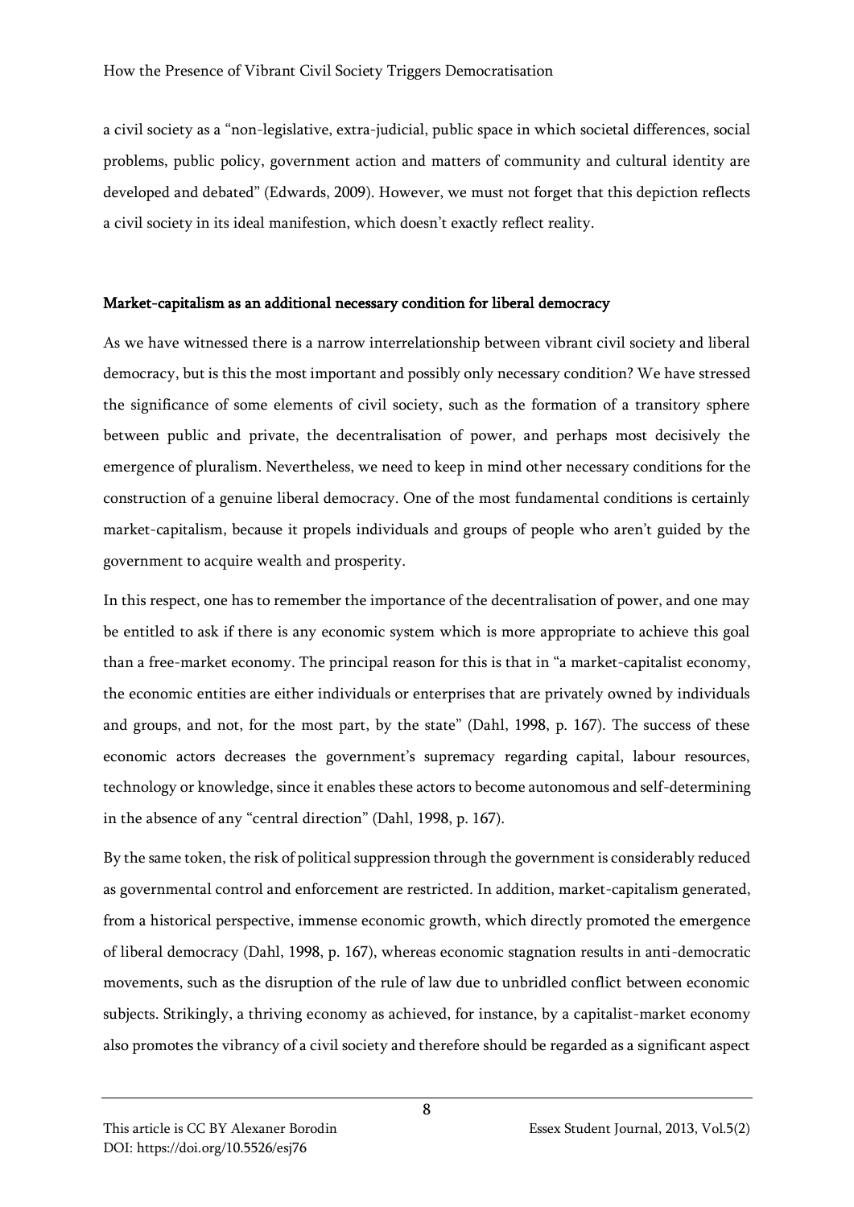a civil society as a "non-legislative, extra-judicial, public space in which societal differences, social problems, public policy, government action and matters of community and cultural identity are developed and debated" (Edwards, 2009). However, we must not forget that this depiction reflects a civil society in its ideal manifestion, which doesn't exactly reflect reality.

## Market-capitalism as an additional necessary condition for liberal democracy

As we have witnessed there is a narrow interrelationship between vibrant civil society and liberal democracy, but is this the most important and possibly only necessary condition? We have stressed the significance of some elements of civil society, such as the formation of a transitory sphere between public and private, the decentralisation of power, and perhaps most decisively the emergence of pluralism. Nevertheless, we need to keep in mind other necessary conditions for the construction of a genuine liberal democracy. One of the most fundamental conditions is certainly market-capitalism, because it propels individuals and groups of people who aren't guided by the government to acquire wealth and prosperity.

In this respect, one has to remember the importance of the decentralisation of power, and one may be entitled to ask if there is any economic system which is more appropriate to achieve this goal than a free-market economy. The principal reason for this is that in "a market-capitalist economy, the economic entities are either individuals or enterprises that are privately owned by individuals and groups, and not, for the most part, by the state" (Dahl, 1998, p. 167). The success of these economic actors decreases the government's supremacy regarding capital, labour resources, technology or knowledge, since it enables these actors to become autonomous and self-determining in the absence of any "central direction" (Dahl, 1998, p. 167).

By the same token, the risk of political suppression through the government is considerably reduced as governmental control and enforcement are restricted. In addition, market-capitalism generated, from a historical perspective, immense economic growth, which directly promoted the emergence of liberal democracy (Dahl, 1998, p. 167), whereas economic stagnation results in anti-democratic movements, such as the disruption of the rule of law due to unbridled conflict between economic subjects. Strikingly, a thriving economy as achieved, for instance, by a capitalist-market economy also promotes the vibrancy of a civil society and therefore should be regarded as a significant aspect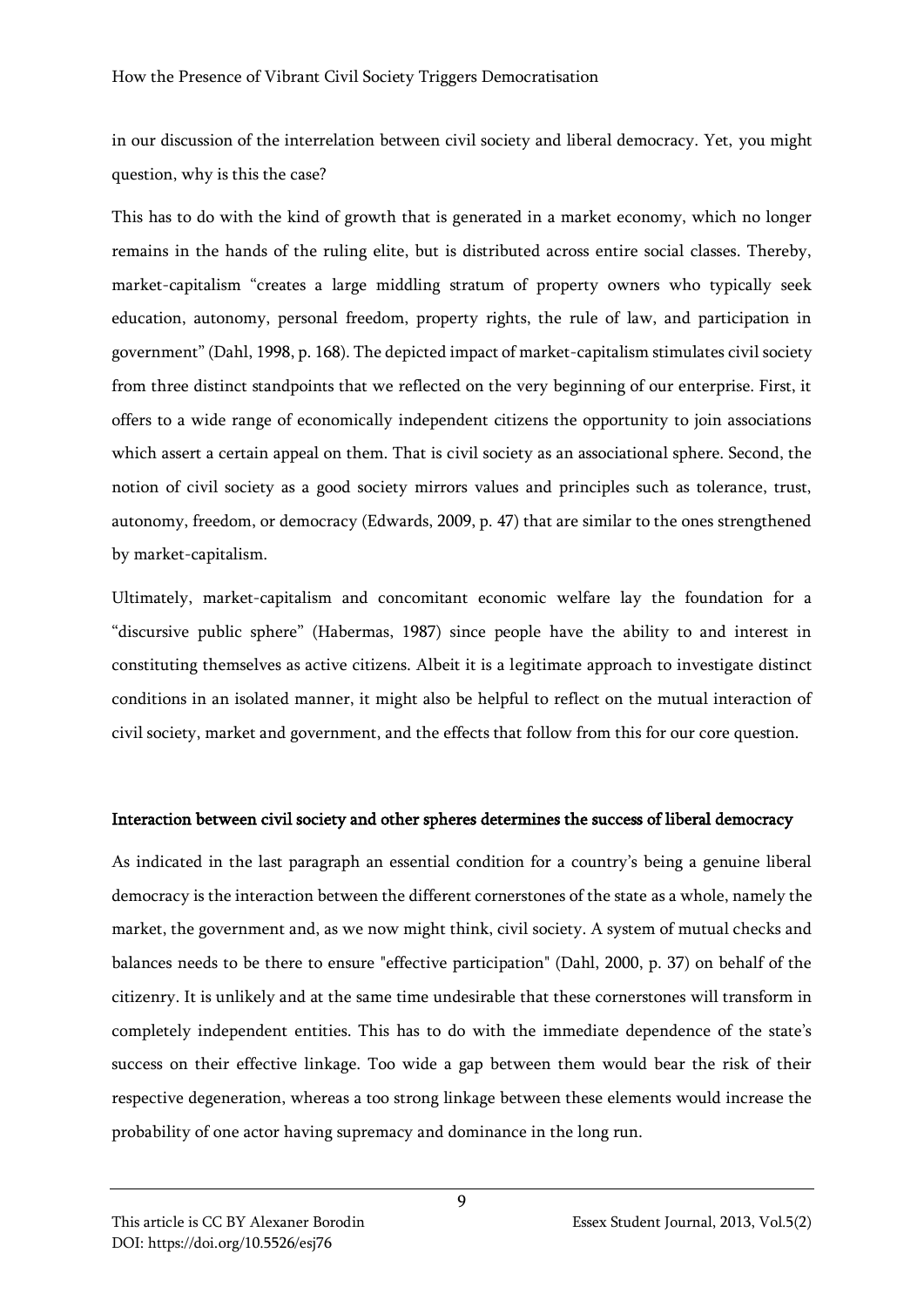in our discussion of the interrelation between civil society and liberal democracy. Yet, you might question, why is this the case?

This has to do with the kind of growth that is generated in a market economy, which no longer remains in the hands of the ruling elite, but is distributed across entire social classes. Thereby, market-capitalism "creates a large middling stratum of property owners who typically seek education, autonomy, personal freedom, property rights, the rule of law, and participation in government" (Dahl, 1998, p. 168). The depicted impact of market-capitalism stimulates civil society from three distinct standpoints that we reflected on the very beginning of our enterprise. First, it offers to a wide range of economically independent citizens the opportunity to join associations which assert a certain appeal on them. That is civil society as an associational sphere. Second, the notion of civil society as a good society mirrors values and principles such as tolerance, trust, autonomy, freedom, or democracy (Edwards, 2009, p. 47) that are similar to the ones strengthened by market-capitalism.

Ultimately, market-capitalism and concomitant economic welfare lay the foundation for a "discursive public sphere" (Habermas, 1987) since people have the ability to and interest in constituting themselves as active citizens. Albeit it is a legitimate approach to investigate distinct conditions in an isolated manner, it might also be helpful to reflect on the mutual interaction of civil society, market and government, and the effects that follow from this for our core question.

### Interaction between civil society and other spheres determines the success of liberal democracy

As indicated in the last paragraph an essential condition for a country's being a genuine liberal democracy is the interaction between the different cornerstones of the state as a whole, namely the market, the government and, as we now might think, civil society. A system of mutual checks and balances needs to be there to ensure "effective participation" (Dahl, 2000, p. 37) on behalf of the citizenry. It is unlikely and at the same time undesirable that these cornerstones will transform in completely independent entities. This has to do with the immediate dependence of the state's success on their effective linkage. Too wide a gap between them would bear the risk of their respective degeneration, whereas a too strong linkage between these elements would increase the probability of one actor having supremacy and dominance in the long run.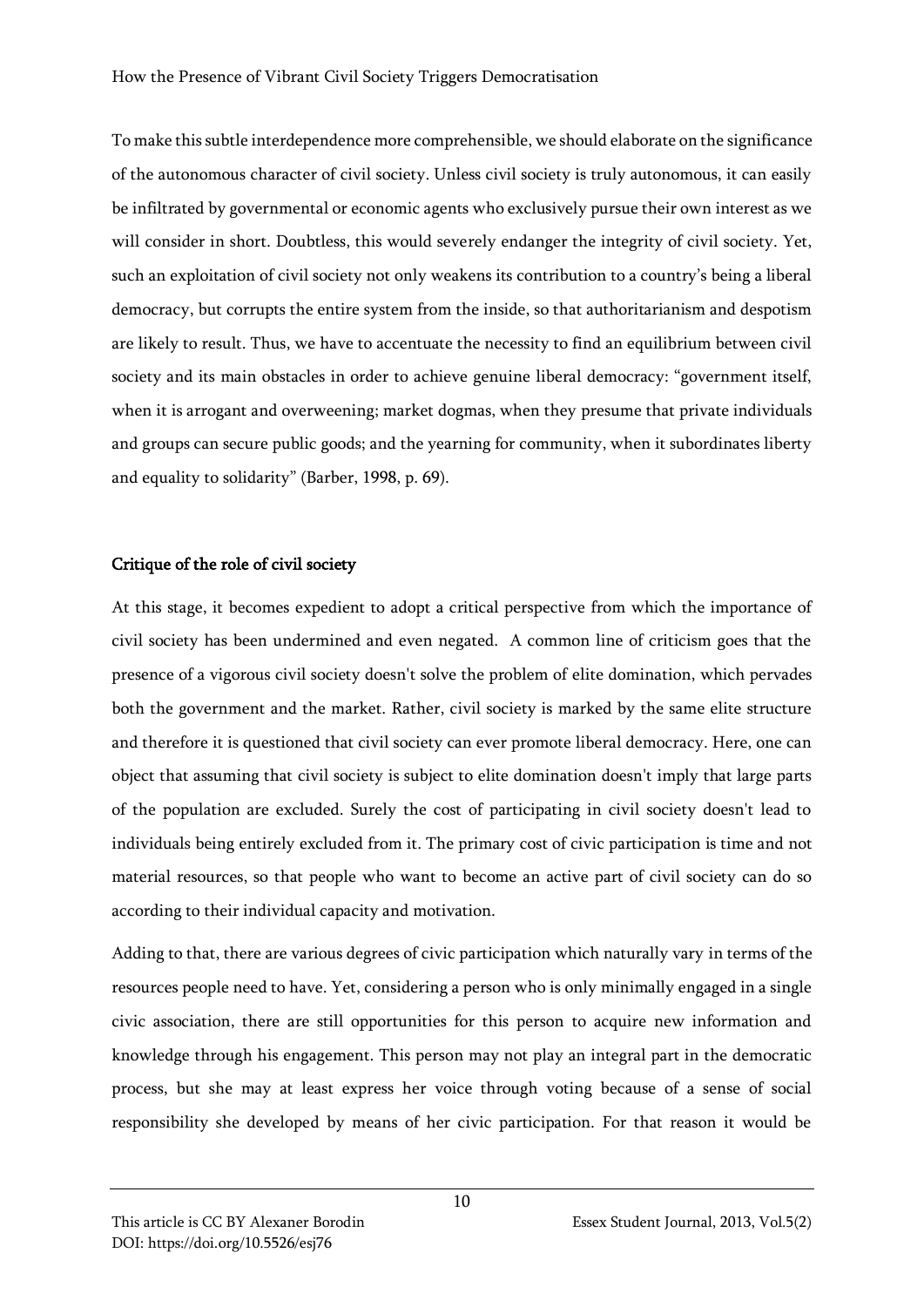To make this subtle interdependence more comprehensible, we should elaborate on the significance of the autonomous character of civil society. Unless civil society is truly autonomous, it can easily be infiltrated by governmental or economic agents who exclusively pursue their own interest as we will consider in short. Doubtless, this would severely endanger the integrity of civil society. Yet, such an exploitation of civil society not only weakens its contribution to a country's being a liberal democracy, but corrupts the entire system from the inside, so that authoritarianism and despotism are likely to result. Thus, we have to accentuate the necessity to find an equilibrium between civil society and its main obstacles in order to achieve genuine liberal democracy: "government itself, when it is arrogant and overweening; market dogmas, when they presume that private individuals and groups can secure public goods; and the yearning for community, when it subordinates liberty and equality to solidarity" (Barber, 1998, p. 69).

## Critique of the role of civil society

At this stage, it becomes expedient to adopt a critical perspective from which the importance of civil society has been undermined and even negated. A common line of criticism goes that the presence of a vigorous civil society doesn't solve the problem of elite domination, which pervades both the government and the market. Rather, civil society is marked by the same elite structure and therefore it is questioned that civil society can ever promote liberal democracy. Here, one can object that assuming that civil society is subject to elite domination doesn't imply that large parts of the population are excluded. Surely the cost of participating in civil society doesn't lead to individuals being entirely excluded from it. The primary cost of civic participation is time and not material resources, so that people who want to become an active part of civil society can do so according to their individual capacity and motivation.

Adding to that, there are various degrees of civic participation which naturally vary in terms of the resources people need to have. Yet, considering a person who is only minimally engaged in a single civic association, there are still opportunities for this person to acquire new information and knowledge through his engagement. This person may not play an integral part in the democratic process, but she may at least express her voice through voting because of a sense of social responsibility she developed by means of her civic participation. For that reason it would be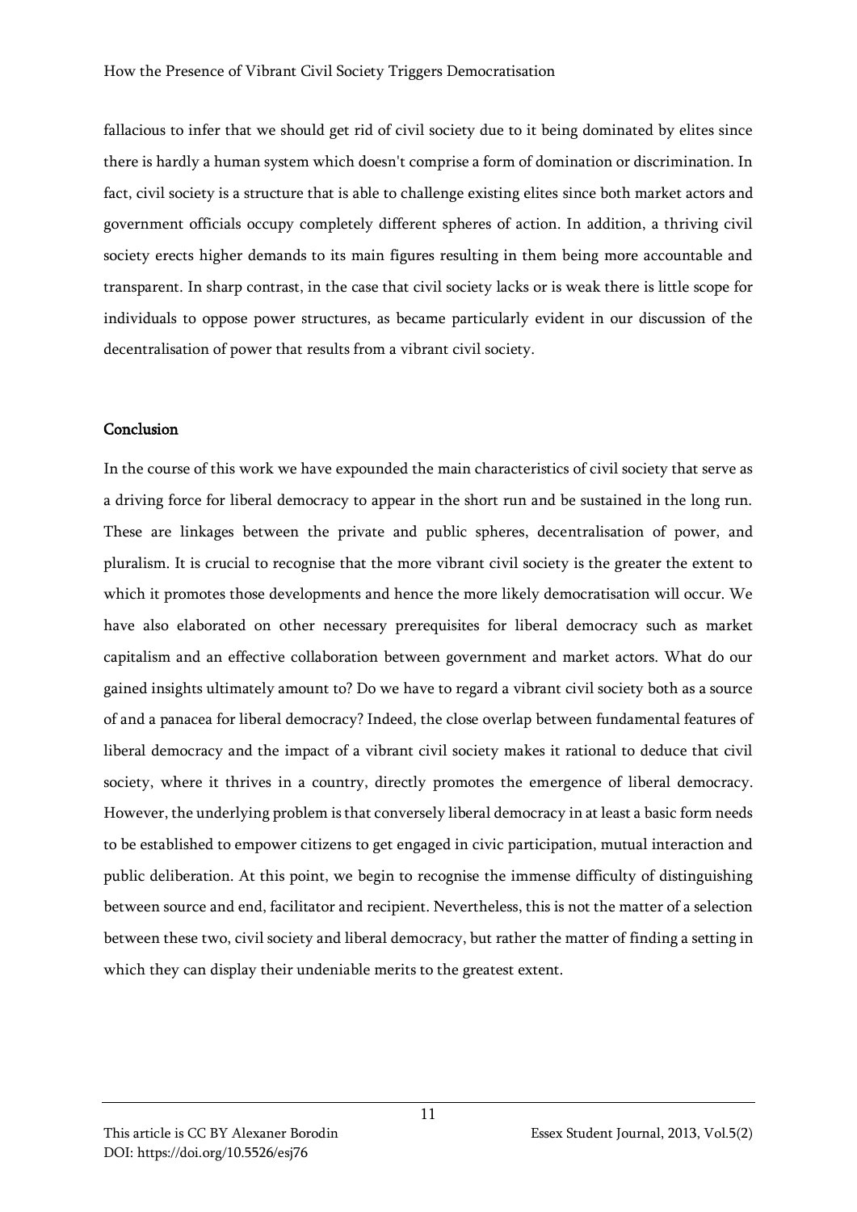fallacious to infer that we should get rid of civil society due to it being dominated by elites since there is hardly a human system which doesn't comprise a form of domination or discrimination. In fact, civil society is a structure that is able to challenge existing elites since both market actors and government officials occupy completely different spheres of action. In addition, a thriving civil society erects higher demands to its main figures resulting in them being more accountable and transparent. In sharp contrast, in the case that civil society lacks or is weak there is little scope for individuals to oppose power structures, as became particularly evident in our discussion of the decentralisation of power that results from a vibrant civil society.

## Conclusion

In the course of this work we have expounded the main characteristics of civil society that serve as a driving force for liberal democracy to appear in the short run and be sustained in the long run. These are linkages between the private and public spheres, decentralisation of power, and pluralism. It is crucial to recognise that the more vibrant civil society is the greater the extent to which it promotes those developments and hence the more likely democratisation will occur. We have also elaborated on other necessary prerequisites for liberal democracy such as market capitalism and an effective collaboration between government and market actors. What do our gained insights ultimately amount to? Do we have to regard a vibrant civil society both as a source of and a panacea for liberal democracy? Indeed, the close overlap between fundamental features of liberal democracy and the impact of a vibrant civil society makes it rational to deduce that civil society, where it thrives in a country, directly promotes the emergence of liberal democracy. However, the underlying problem is that conversely liberal democracy in at least a basic form needs to be established to empower citizens to get engaged in civic participation, mutual interaction and public deliberation. At this point, we begin to recognise the immense difficulty of distinguishing between source and end, facilitator and recipient. Nevertheless, this is not the matter of a selection between these two, civil society and liberal democracy, but rather the matter of finding a setting in which they can display their undeniable merits to the greatest extent.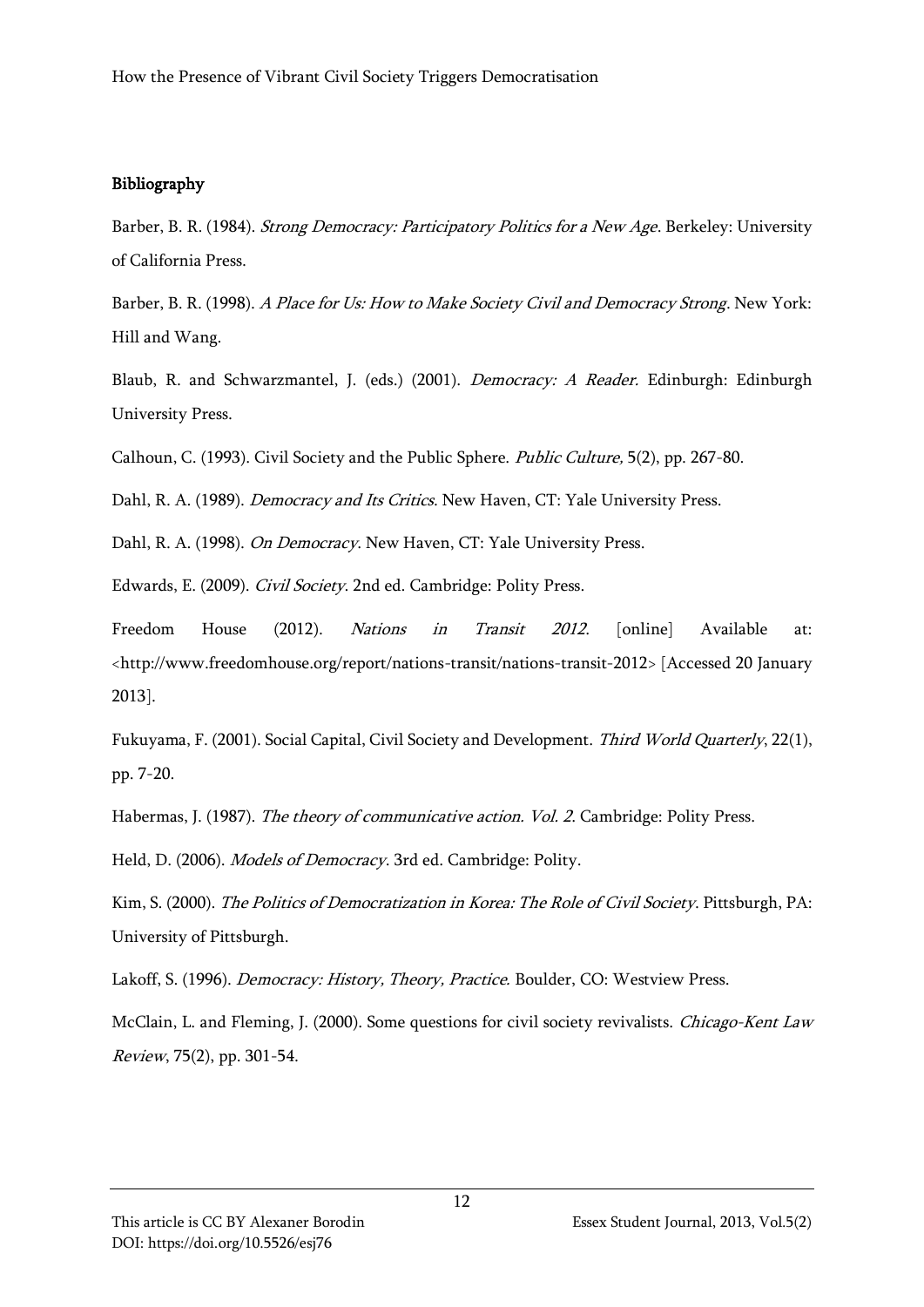## Bibliography

Barber, B. R. (1984). *Strong Democracy: Participatory Politics for a New Age*. Berkeley: University of California Press.

Barber, B. R. (1998). *A Place for Us: How to Make Society Civil and Democracy Strong*. New York: Hill and Wang.

Blaub, R. and Schwarzmantel, J. (eds.) (2001). *Democracy: A Reader.* Edinburgh: Edinburgh University Press.

Calhoun, C. (1993). Civil Society and the Public Sphere. *Public Culture,* 5(2), pp. 267-80.

Dahl, R. A. (1989). *Democracy and Its Critics*. New Haven, CT: Yale University Press.

Dahl, R. A. (1998). *On Democracy*. New Haven, CT: Yale University Press.

Edwards, E. (2009). *Civil Society*. 2nd ed. Cambridge: Polity Press.

Freedom House (2012). *Nations in Transit 2012*. [online] Available at: <http://www.freedomhouse.org/report/nations-transit/nations-transit-2012> [Accessed 20 January 2013].

Fukuyama, F. (2001). Social Capital, Civil Society and Development. *Third World Quarterly*, 22(1), pp. 7-20.

Habermas, J. (1987). *The theory of communicative action. Vol. 2*. Cambridge: Polity Press.

Held, D. (2006). *Models of Democracy*. 3rd ed. Cambridge: Polity.

Kim, S. (2000). *The Politics of Democratization in Korea: The Role of Civil Society*. Pittsburgh, PA: University of Pittsburgh.

Lakoff, S. (1996). *Democracy: History, Theory, Practice.* Boulder, CO: Westview Press.

McClain, L. and Fleming, J. (2000). Some questions for civil society revivalists. *Chicago-Kent Law Review*, 75(2), pp. 301-54.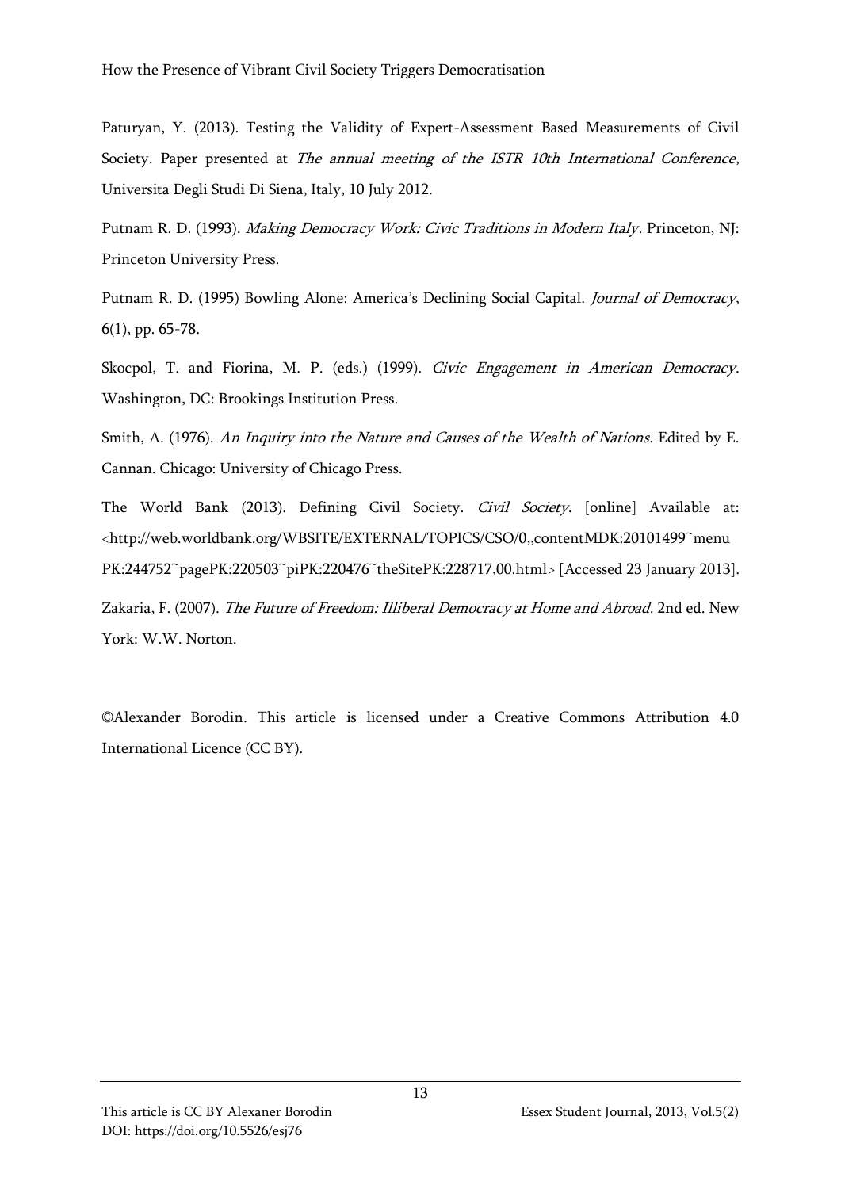Paturyan, Y. (2013). Testing the Validity of Expert-Assessment Based Measurements of Civil Society. Paper presented at *The annual meeting of the ISTR 10th International Conference*, Universita Degli Studi Di Siena, Italy, 10 July 2012.

Putnam R. D. (1993). *Making Democracy Work: Civic Traditions in Modern Italy*. Princeton, NJ: Princeton University Press.

Putnam R. D. (1995) Bowling Alone: America's Declining Social Capital. *Journal of Democracy*, 6(1), pp. 65-78.

Skocpol, T. and Fiorina, M. P. (eds.) (1999). *Civic Engagement in American Democracy*. Washington, DC: Brookings Institution Press.

Smith, A. (1976). *An Inquiry into the Nature and Causes of the Wealth of Nations*. Edited by E. Cannan. Chicago: University of Chicago Press.

The World Bank (2013). Defining Civil Society. *Civil Society*. [online] Available at: <http://web.worldbank.org/WBSITE/EXTERNAL/TOPICS/CSO/0,,contentMDK:20101499~menuPK:244752~pagePK:220503~piPK:220476~theSitePK:228717,00.html> [Accessed 23 January 2013].

Zakaria, F. (2007). *The Future of Freedom: Illiberal Democracy at Home and Abroad*. 2nd ed. New York: W.W. Norton.

©Alexander Borodin. This article is licensed under a Creative Commons Attribution 4.0 International Licence (CC BY).